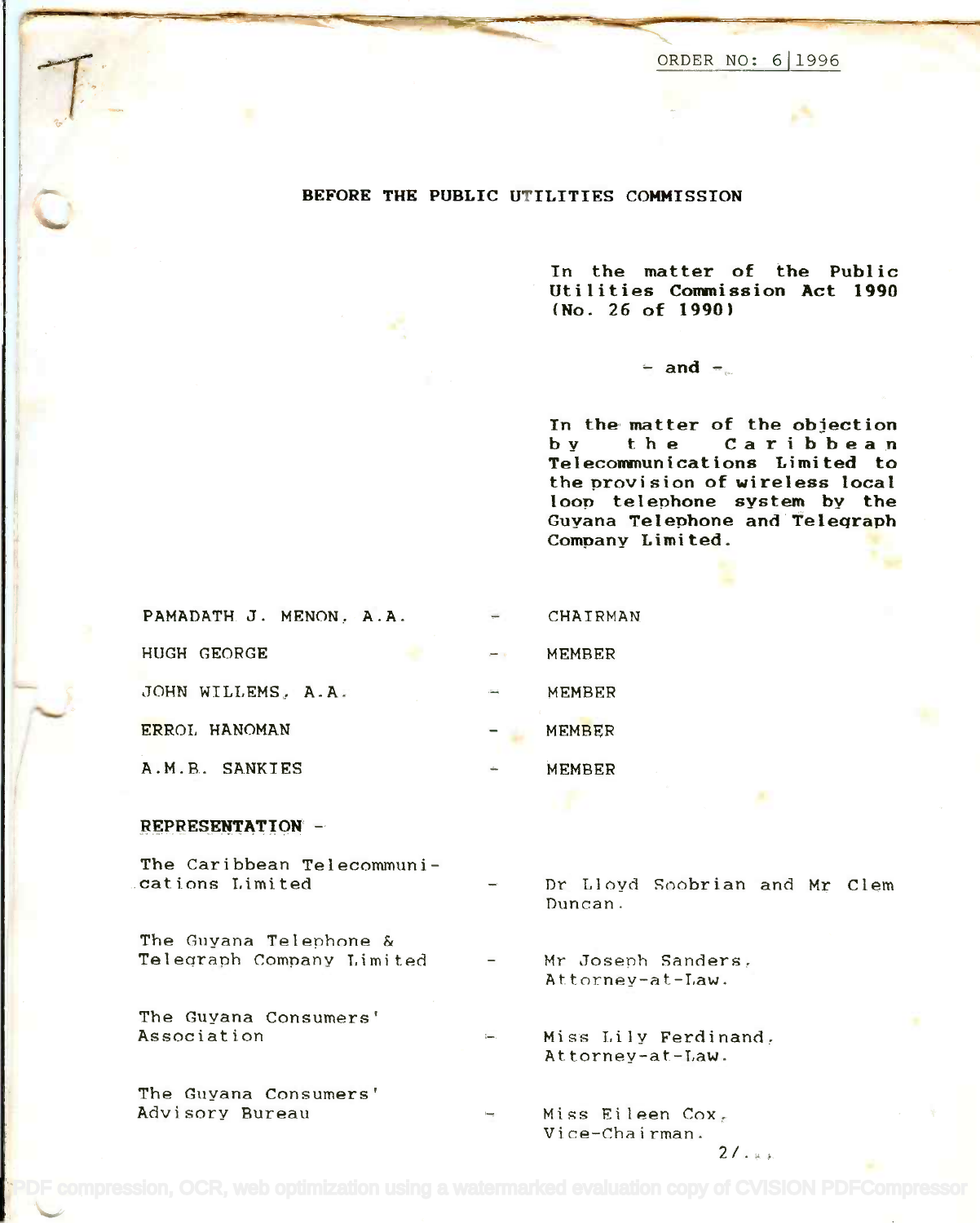ORDER NO: 6|1996

## BEFORE THE PUBLIC UTILITIES COMMISSION

**In the matter of the Public Utilities Commission Act 1990 (No. 26 of 1990)**

**- and -**

**In the matter of the objection by the Caribbean Telecommunications Limited to the provision of wireless local loop telephone system by the Guyana Telephone and Telegraph Company Limited.**

| | | |
|---|---|---|
| PAMADATH J. MENON, A.A. | - | CHAIRMAN |
| HUGH GEORGE | - | MEMBER |
| JOHN WILLEMS, A.A. | - | MEMBER |
| ERROL HANOMAN | - | MEMBER |
| A.M.B. SANKIES | - | MEMBER |

**REPRESENTATION** -

| | | |
|---|---|---|
| The Caribbean Telecommunications Limited | - | Dr Lloyd Soobrian and Mr Clem Duncan. |
| The Guyana Telephone & Telegraph Company Limited | - | Mr Joseph Sanders, Attorney-at-Law. |
| The Guyana Consumers' Association | - | Miss Lily Ferdinand, Attorney-at-Law. |
| The Guyana Consumers' Advisory Bureau | - | Miss Eileen Cox, Vice-Chairman. |

2/...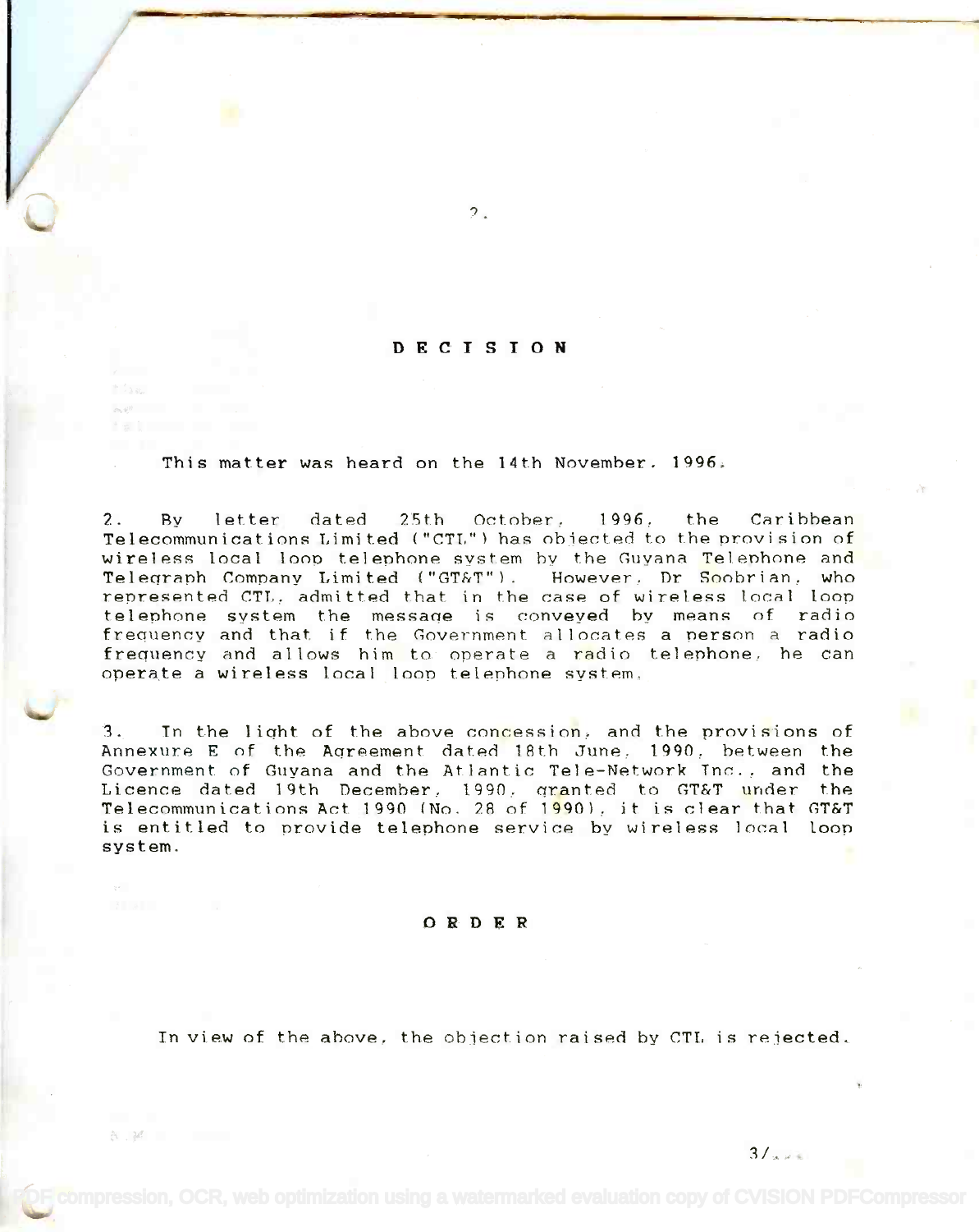# D E C I S I O N

This matter was heard on the 14th November, 1996.

2. By letter dated 25th October, 1996, the Caribbean Telecommunications Limited ("CTL") has objected to the provision of wireless local loop telephone system by the Guyana Telephone and Telegraph Company Limited ("GT&T"). However, Dr Soobrian, who represented CTL, admitted that in the case of wireless local loop telephone system the message is conveyed by means of radio frequency and that if the Government allocates a person a radio frequency and allows him to operate a radio telephone, he can operate a wireless local loop telephone system.

3. In the light of the above concession, and the provisions of Annexure E of the Agreement dated 18th June, 1990, between the Government of Guyana and the Atlantic Tele-Network Inc., and the Licence dated 19th December, 1990, granted to GT&T under the Telecommunications Act 1990 (No. 28 of 1990), it is clear that GT&T is entitled to provide telephone service by wireless local loop system.

# O R D E R

In view of the above, the objection raised by CTL is rejected.

3/...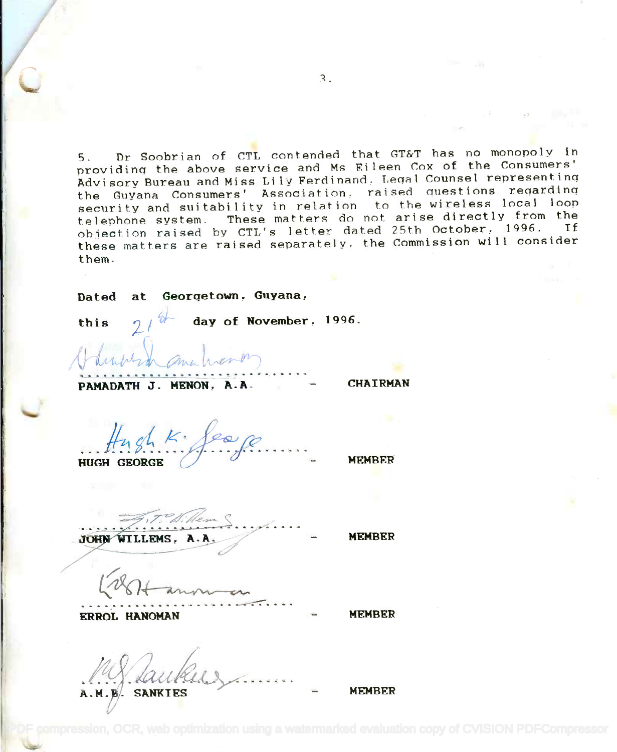5. Dr Soobrian of CTL contended that GT&T has no monopoly in providing the above service and Ms Eileen Cox of the Consumers' Advisory Bureau and Miss Lily Ferdinand, Legal Counsel representing the Guyana Consumers' Association, raised questions regarding security and suitability in relation to the wireless local loop telephone system. These matters do not arise directly from the objection raised by CTL's letter dated 25th October, 1996. If these matters are raised separately, the Commission will consider them.

**Dated at Georgetown, Guyana,**

**this** 21[st] **day of November, 1996.**

..............................

**PAMADATH J. MENON, A.A.** - **CHAIRMAN**

..............................

**HUGH GEORGE** - **MEMBER**

..............................

**JOHN WILLEMS, A.A.** - **MEMBER**

..............................

**ERROL HANOMAN** - **MEMBER**

..............................

**A.M.B. SANKIES** - **MEMBER**